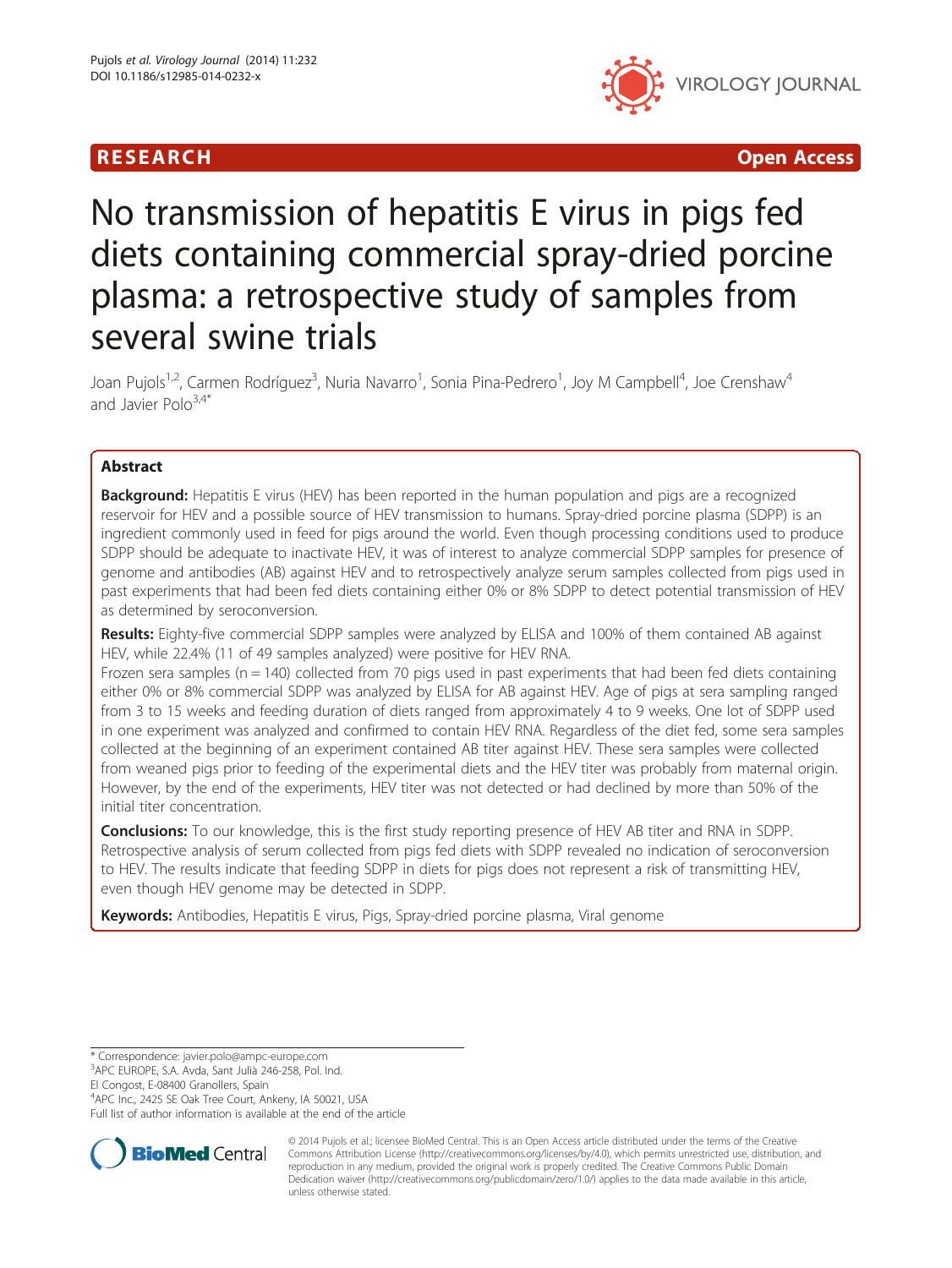RESEARCH Open Access

# No transmission of hepatitis E virus in pigs fed diets containing commercial spray-dried porcine plasma: a retrospective study of samples from several swine trials

Joan Pujols[1,2], Carmen Rodríguez[3], Nuria Navarro[1], Sonia Pina-Pedrero[1], Joy M Campbell[4], Joe Crenshaw[4] and Javier Polo[3,4*]

## Abstract

**Background:** Hepatitis E virus (HEV) has been reported in the human population and pigs are a recognized reservoir for HEV and a possible source of HEV transmission to humans. Spray-dried porcine plasma (SDPP) is an ingredient commonly used in feed for pigs around the world. Even though processing conditions used to produce SDPP should be adequate to inactivate HEV, it was of interest to analyze commercial SDPP samples for presence of genome and antibodies (AB) against HEV and to retrospectively analyze serum samples collected from pigs used in past experiments that had been fed diets containing either 0% or 8% SDPP to detect potential transmission of HEV as determined by seroconversion.

**Results:** Eighty-five commercial SDPP samples were analyzed by ELISA and 100% of them contained AB against HEV, while 22.4% (11 of 49 samples analyzed) were positive for HEV RNA.

Frozen sera samples (n = 140) collected from 70 pigs used in past experiments that had been fed diets containing either 0% or 8% commercial SDPP was analyzed by ELISA for AB against HEV. Age of pigs at sera sampling ranged from 3 to 15 weeks and feeding duration of diets ranged from approximately 4 to 9 weeks. One lot of SDPP used in one experiment was analyzed and confirmed to contain HEV RNA. Regardless of the diet fed, some sera samples collected at the beginning of an experiment contained AB titer against HEV. These sera samples were collected from weaned pigs prior to feeding of the experimental diets and the HEV titer was probably from maternal origin. However, by the end of the experiments, HEV titer was not detected or had declined by more than 50% of the initial titer concentration.

**Conclusions:** To our knowledge, this is the first study reporting presence of HEV AB titer and RNA in SDPP. Retrospective analysis of serum collected from pigs fed diets with SDPP revealed no indication of seroconversion to HEV. The results indicate that feeding SDPP in diets for pigs does not represent a risk of transmitting HEV, even though HEV genome may be detected in SDPP.

**Keywords:** Antibodies, Hepatitis E virus, Pigs, Spray-dried porcine plasma, Viral genome

\* Correspondence: javier.polo@ampc-europe.com
[3]APC EUROPE, S.A. Avda, Sant Julià 246-258, Pol. Ind.
El Congost, E-08400 Granollers, Spain
[4]APC Inc., 2425 SE Oak Tree Court, Ankeny, IA 50021, USA
Full list of author information is available at the end of the article

© 2014 Pujols et al.; licensee BioMed Central. This is an Open Access article distributed under the terms of the Creative Commons Attribution License (http://creativecommons.org/licenses/by/4.0), which permits unrestricted use, distribution, and reproduction in any medium, provided the original work is properly credited. The Creative Commons Public Domain Dedication waiver (http://creativecommons.org/publicdomain/zero/1.0/) applies to the data made available in this article, unless otherwise stated.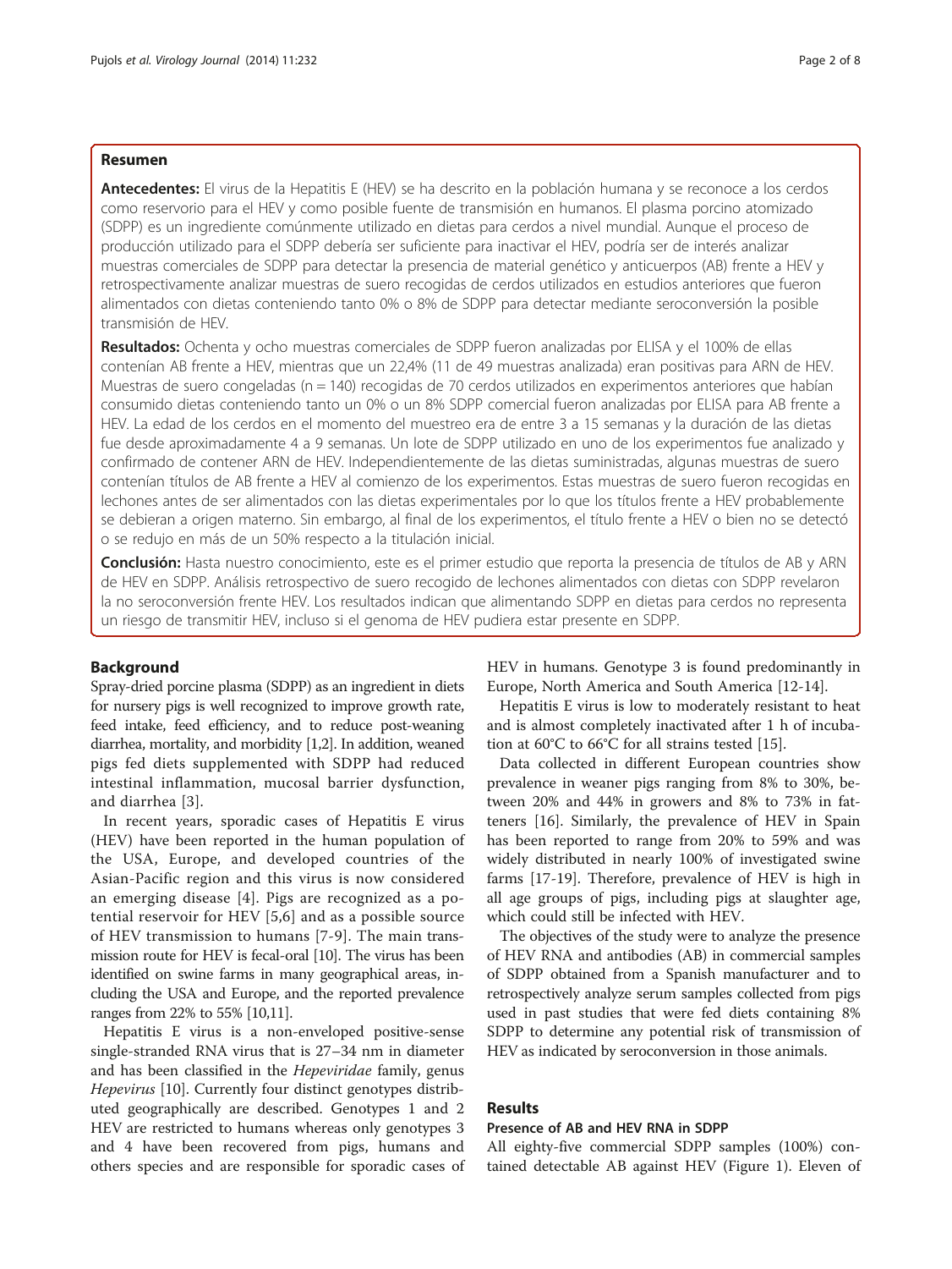## Resumen

**Antecedentes:** El virus de la Hepatitis E (HEV) se ha descrito en la población humana y se reconoce a los cerdos como reservorio para el HEV y como posible fuente de transmisión en humanos. El plasma porcino atomizado (SDPP) es un ingrediente comúnmente utilizado en dietas para cerdos a nivel mundial. Aunque el proceso de producción utilizado para el SDPP debería ser suficiente para inactivar el HEV, podría ser de interés analizar muestras comerciales de SDPP para detectar la presencia de material genético y anticuerpos (AB) frente a HEV y retrospectivamente analizar muestras de suero recogidas de cerdos utilizados en estudios anteriores que fueron alimentados con dietas conteniendo tanto 0% o 8% de SDPP para detectar mediante seroconversión la posible transmisión de HEV.

**Resultados:** Ochenta y ocho muestras comerciales de SDPP fueron analizadas por ELISA y el 100% de ellas contenían AB frente a HEV, mientras que un 22,4% (11 de 49 muestras analizada) eran positivas para ARN de HEV. Muestras de suero congeladas (n = 140) recogidas de 70 cerdos utilizados en experimentos anteriores que habían consumido dietas conteniendo tanto un 0% o un 8% SDPP comercial fueron analizadas por ELISA para AB frente a HEV. La edad de los cerdos en el momento del muestreo era de entre 3 a 15 semanas y la duración de las dietas fue desde aproximadamente 4 a 9 semanas. Un lote de SDPP utilizado en uno de los experimentos fue analizado y confirmado de contener ARN de HEV. Independientemente de las dietas suministradas, algunas muestras de suero contenían títulos de AB frente a HEV al comienzo de los experimentos. Estas muestras de suero fueron recogidas en lechones antes de ser alimentados con las dietas experimentales por lo que los títulos frente a HEV probablemente se debieran a origen materno. Sin embargo, al final de los experimentos, el título frente a HEV o bien no se detectó o se redujo en más de un 50% respecto a la titulación inicial.

**Conclusión:** Hasta nuestro conocimiento, este es el primer estudio que reporta la presencia de títulos de AB y ARN de HEV en SDPP. Análisis retrospectivo de suero recogido de lechones alimentados con dietas con SDPP revelaron la no seroconversión frente HEV. Los resultados indican que alimentando SDPP en dietas para cerdos no representa un riesgo de transmitir HEV, incluso si el genoma de HEV pudiera estar presente en SDPP.

## Background

Spray-dried porcine plasma (SDPP) as an ingredient in diets for nursery pigs is well recognized to improve growth rate, feed intake, feed efficiency, and to reduce post-weaning diarrhea, mortality, and morbidity [1,2]. In addition, weaned pigs fed diets supplemented with SDPP had reduced intestinal inflammation, mucosal barrier dysfunction, and diarrhea [3].

In recent years, sporadic cases of Hepatitis E virus (HEV) have been reported in the human population of the USA, Europe, and developed countries of the Asian-Pacific region and this virus is now considered an emerging disease [4]. Pigs are recognized as a potential reservoir for HEV [5,6] and as a possible source of HEV transmission to humans [7-9]. The main transmission route for HEV is fecal-oral [10]. The virus has been identified on swine farms in many geographical areas, including the USA and Europe, and the reported prevalence ranges from 22% to 55% [10,11].

Hepatitis E virus is a non-enveloped positive-sense single-stranded RNA virus that is 27–34 nm in diameter and has been classified in the *Hepeviridae* family, genus *Hepevirus* [10]. Currently four distinct genotypes distributed geographically are described. Genotypes 1 and 2 HEV are restricted to humans whereas only genotypes 3 and 4 have been recovered from pigs, humans and others species and are responsible for sporadic cases of HEV in humans. Genotype 3 is found predominantly in Europe, North America and South America [12-14].

Hepatitis E virus is low to moderately resistant to heat and is almost completely inactivated after 1 h of incubation at 60°C to 66°C for all strains tested [15].

Data collected in different European countries show prevalence in weaner pigs ranging from 8% to 30%, between 20% and 44% in growers and 8% to 73% in fatteners [16]. Similarly, the prevalence of HEV in Spain has been reported to range from 20% to 59% and was widely distributed in nearly 100% of investigated swine farms [17-19]. Therefore, prevalence of HEV is high in all age groups of pigs, including pigs at slaughter age, which could still be infected with HEV.

The objectives of the study were to analyze the presence of HEV RNA and antibodies (AB) in commercial samples of SDPP obtained from a Spanish manufacturer and to retrospectively analyze serum samples collected from pigs used in past studies that were fed diets containing 8% SDPP to determine any potential risk of transmission of HEV as indicated by seroconversion in those animals.

## Results

### Presence of AB and HEV RNA in SDPP

All eighty-five commercial SDPP samples (100%) contained detectable AB against HEV (Figure 1). Eleven of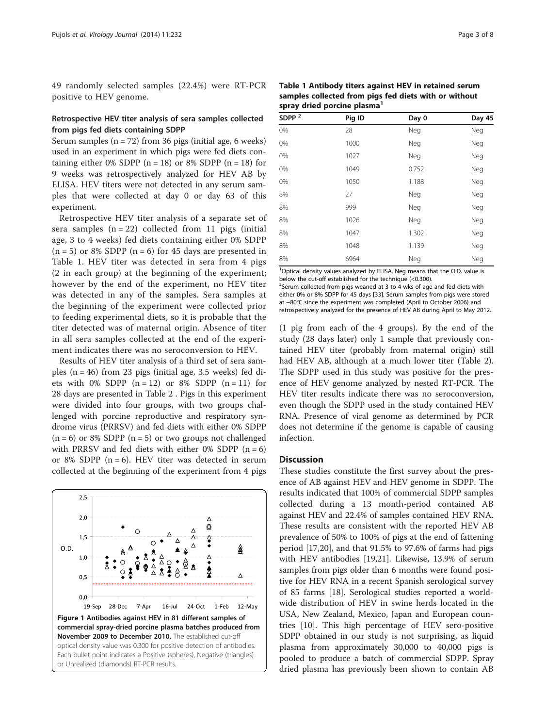49 randomly selected samples (22.4%) were RT-PCR positive to HEV genome.

### Retrospective HEV titer analysis of sera samples collected from pigs fed diets containing SDPP

Serum samples (n = 72) from 36 pigs (initial age, 6 weeks) used in an experiment in which pigs were fed diets containing either 0% SDPP (n = 18) or 8% SDPP (n = 18) for 9 weeks was retrospectively analyzed for HEV AB by ELISA. HEV titers were not detected in any serum samples that were collected at day 0 or day 63 of this experiment.

Retrospective HEV titer analysis of a separate set of sera samples (n = 22) collected from 11 pigs (initial age, 3 to 4 weeks) fed diets containing either 0% SDPP (n = 5) or 8% SDPP (n = 6) for 45 days are presented in Table 1. HEV titer was detected in sera from 4 pigs (2 in each group) at the beginning of the experiment; however by the end of the experiment, no HEV titer was detected in any of the samples. Sera samples at the beginning of the experiment were collected prior to feeding experimental diets, so it is probable that the titer detected was of maternal origin. Absence of titer in all sera samples collected at the end of the experiment indicates there was no seroconversion to HEV.

Results of HEV titer analysis of a third set of sera samples (n = 46) from 23 pigs (initial age, 3.5 weeks) fed diets with 0% SDPP (n = 12) or 8% SDPP (n = 11) for 28 days are presented in Table 2 . Pigs in this experiment were divided into four groups, with two groups challenged with porcine reproductive and respiratory syndrome virus (PRRSV) and fed diets with either 0% SDPP (n = 6) or 8% SDPP (n = 5) or two groups not challenged with PRRSV and fed diets with either 0% SDPP (n = 6) or 8% SDPP (n = 6). HEV titer was detected in serum collected at the beginning of the experiment from 4 pigs (1 pig from each of the 4 groups). By the end of the study (28 days later) only 1 sample that previously contained HEV titer (probably from maternal origin) still had HEV AB, although at a much lower titer (Table 2). The SDPP used in this study was positive for the presence of HEV genome analyzed by nested RT-PCR. The HEV titer results indicate there was no seroconversion, even though the SDPP used in the study contained HEV RNA. Presence of viral genome as determined by PCR does not determine if the genome is capable of causing infection.

**Figure 1 Antibodies against HEV in 81 different samples of commercial spray-dried porcine plasma batches produced from November 2009 to December 2010.** The established cut-off optical density value was 0.300 for positive detection of antibodies. Each bullet point indicates a Positive (spheres), Negative (triangles) or Unrealized (diamonds) RT-PCR results.

**Table 1 Antibody titers against HEV in retained serum samples collected from pigs fed diets with or without spray dried porcine plasma[1]**

| SDPP [2] | Pig ID | Day 0 | Day 45 |
|---|---|---|---|
| 0% | 28 | Neg | Neg |
| 0% | 1000 | Neg | Neg |
| 0% | 1027 | Neg | Neg |
| 0% | 1049 | 0.752 | Neg |
| 0% | 1050 | 1.188 | Neg |
| 8% | 27 | Neg | Neg |
| 8% | 999 | Neg | Neg |
| 8% | 1026 | Neg | Neg |
| 8% | 1047 | 1.302 | Neg |
| 8% | 1048 | 1.139 | Neg |
| 8% | 6964 | Neg | Neg |

[1]Optical density values analyzed by ELISA. Neg means that the O.D. value is below the cut-off established for the technique (<0.300).
[2]Serum collected from pigs weaned at 3 to 4 wks of age and fed diets with either 0% or 8% SDPP for 45 days [33]. Serum samples from pigs were stored at −80°C since the experiment was completed (April to October 2006) and retrospectively analyzed for the presence of HEV AB during April to May 2012.

## Discussion

These studies constitute the first survey about the presence of AB against HEV and HEV genome in SDPP. The results indicated that 100% of commercial SDPP samples collected during a 13 month-period contained AB against HEV and 22.4% of samples contained HEV RNA. These results are consistent with the reported HEV AB prevalence of 50% to 100% of pigs at the end of fattening period [17,20], and that 91.5% to 97.6% of farms had pigs with HEV antibodies [19,21]. Likewise, 13.9% of serum samples from pigs older than 6 months were found positive for HEV RNA in a recent Spanish serological survey of 85 farms [18]. Serological studies reported a worldwide distribution of HEV in swine herds located in the USA, New Zealand, Mexico, Japan and European countries [10]. This high percentage of HEV sero-positive SDPP obtained in our study is not surprising, as liquid plasma from approximately 30,000 to 40,000 pigs is pooled to produce a batch of commercial SDPP. Spray dried plasma has previously been shown to contain AB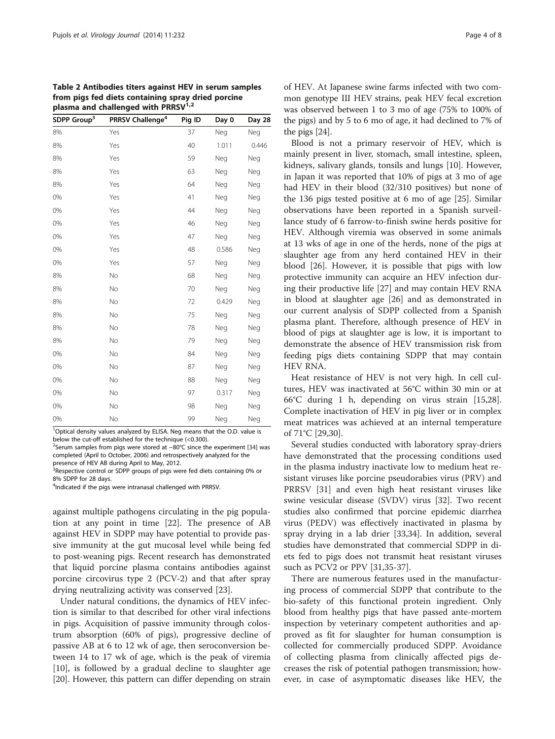**Table 2 Antibodies titers against HEV in serum samples from pigs fed diets containing spray dried porcine plasma and challenged with PRRSV[1,2]**

| SDPP Group[3] | PRRSV Challenge[4] | Pig ID | Day 0 | Day 28 |
|---|---|---|---|---|
| 8% | Yes | 37 | Neg | Neg |
| 8% | Yes | 40 | 1.011 | 0.446 |
| 8% | Yes | 59 | Neg | Neg |
| 8% | Yes | 63 | Neg | Neg |
| 8% | Yes | 64 | Neg | Neg |
| 0% | Yes | 41 | Neg | Neg |
| 0% | Yes | 44 | Neg | Neg |
| 0% | Yes | 46 | Neg | Neg |
| 0% | Yes | 47 | Neg | Neg |
| 0% | Yes | 48 | 0.586 | Neg |
| 0% | Yes | 57 | Neg | Neg |
| 8% | No | 68 | Neg | Neg |
| 8% | No | 70 | Neg | Neg |
| 8% | No | 72 | 0.429 | Neg |
| 8% | No | 75 | Neg | Neg |
| 8% | No | 78 | Neg | Neg |
| 8% | No | 79 | Neg | Neg |
| 0% | No | 84 | Neg | Neg |
| 0% | No | 87 | Neg | Neg |
| 0% | No | 88 | Neg | Neg |
| 0% | No | 97 | 0.317 | Neg |
| 0% | No | 98 | Neg | Neg |
| 0% | No | 99 | Neg | Neg |

[1]Optical density values analyzed by ELISA. Neg means that the O.D. value is below the cut-off established for the technique (<0.300).
[2]Serum samples from pigs were stored at −80°C since the experiment [34] was completed (April to October, 2006) and retrospectively analyzed for the presence of HEV AB during April to May, 2012.
[3]Respective control or SDPP groups of pigs were fed diets containing 0% or 8% SDPP for 28 days.
[4]Indicated if the pigs were intranasal challenged with PRRSV.

against multiple pathogens circulating in the pig population at any point in time [22]. The presence of AB against HEV in SDPP may have potential to provide passive immunity at the gut mucosal level while being fed to post-weaning pigs. Recent research has demonstrated that liquid porcine plasma contains antibodies against porcine circovirus type 2 (PCV-2) and that after spray drying neutralizing activity was conserved [23].

Under natural conditions, the dynamics of HEV infection is similar to that described for other viral infections in pigs. Acquisition of passive immunity through colostrum absorption (60% of pigs), progressive decline of passive AB at 6 to 12 wk of age, then seroconversion between 14 to 17 wk of age, which is the peak of viremia [10], is followed by a gradual decline to slaughter age [20]. However, this pattern can differ depending on strain of HEV. At Japanese swine farms infected with two common genotype III HEV strains, peak HEV fecal excretion was observed between 1 to 3 mo of age (75% to 100% of the pigs) and by 5 to 6 mo of age, it had declined to 7% of the pigs [24].

Blood is not a primary reservoir of HEV, which is mainly present in liver, stomach, small intestine, spleen, kidneys, salivary glands, tonsils and lungs [10]. However, in Japan it was reported that 10% of pigs at 3 mo of age had HEV in their blood (32/310 positives) but none of the 136 pigs tested positive at 6 mo of age [25]. Similar observations have been reported in a Spanish surveillance study of 6 farrow-to-finish swine herds positive for HEV. Although viremia was observed in some animals at 13 wks of age in one of the herds, none of the pigs at slaughter age from any herd contained HEV in their blood [26]. However, it is possible that pigs with low protective immunity can acquire an HEV infection during their productive life [27] and may contain HEV RNA in blood at slaughter age [26] and as demonstrated in our current analysis of SDPP collected from a Spanish plasma plant. Therefore, although presence of HEV in blood of pigs at slaughter age is low, it is important to demonstrate the absence of HEV transmission risk from feeding pigs diets containing SDPP that may contain HEV RNA.

Heat resistance of HEV is not very high. In cell cultures, HEV was inactivated at 56°C within 30 min or at 66°C during 1 h, depending on virus strain [15,28]. Complete inactivation of HEV in pig liver or in complex meat matrices was achieved at an internal temperature of 71°C [29,30].

Several studies conducted with laboratory spray-driers have demonstrated that the processing conditions used in the plasma industry inactivate low to medium heat resistant viruses like porcine pseudorabies virus (PRV) and PRRSV [31] and even high heat resistant viruses like swine vesicular disease (SVDV) virus [32]. Two recent studies also confirmed that porcine epidemic diarrhea virus (PEDV) was effectively inactivated in plasma by spray drying in a lab drier [33,34]. In addition, several studies have demonstrated that commercial SDPP in diets fed to pigs does not transmit heat resistant viruses such as PCV2 or PPV [31,35-37].

There are numerous features used in the manufacturing process of commercial SDPP that contribute to the bio-safety of this functional protein ingredient. Only blood from healthy pigs that have passed ante-mortem inspection by veterinary competent authorities and approved as fit for slaughter for human consumption is collected for commercially produced SDPP. Avoidance of collecting plasma from clinically affected pigs decreases the risk of potential pathogen transmission; however, in case of asymptomatic diseases like HEV, the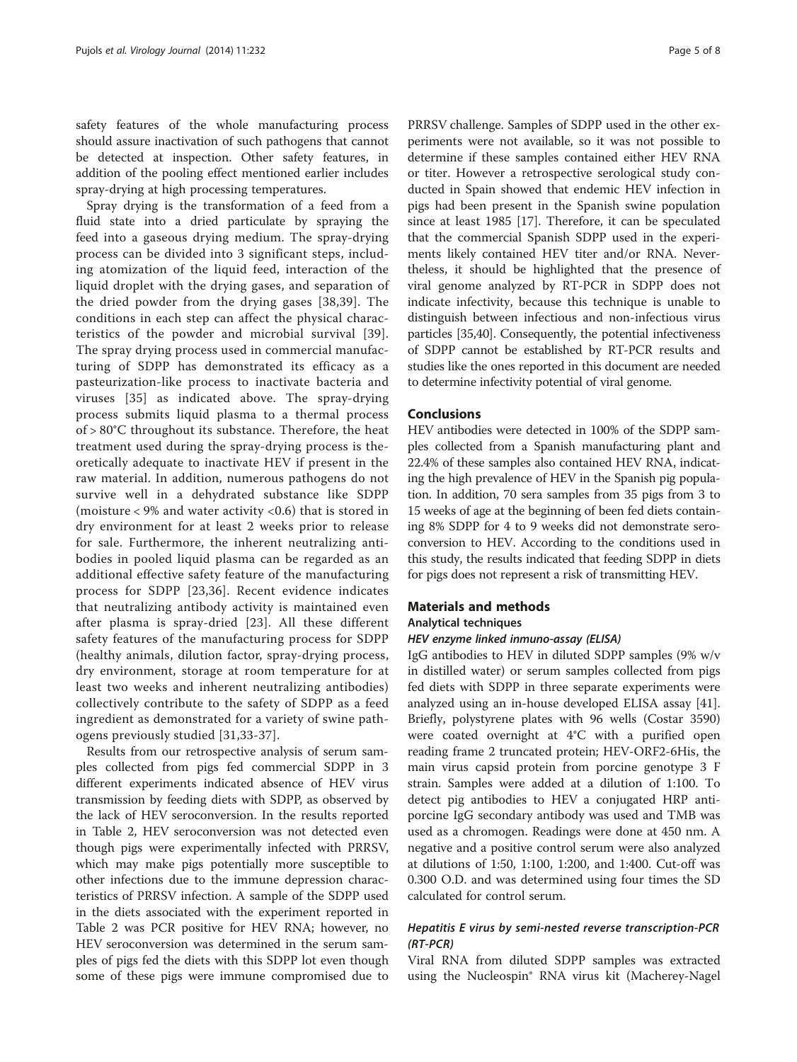safety features of the whole manufacturing process should assure inactivation of such pathogens that cannot be detected at inspection. Other safety features, in addition of the pooling effect mentioned earlier includes spray-drying at high processing temperatures.

Spray drying is the transformation of a feed from a fluid state into a dried particulate by spraying the feed into a gaseous drying medium. The spray-drying process can be divided into 3 significant steps, including atomization of the liquid feed, interaction of the liquid droplet with the drying gases, and separation of the dried powder from the drying gases [38,39]. The conditions in each step can affect the physical characteristics of the powder and microbial survival [39]. The spray drying process used in commercial manufacturing of SDPP has demonstrated its efficacy as a pasteurization-like process to inactivate bacteria and viruses [35] as indicated above. The spray-drying process submits liquid plasma to a thermal process of > 80°C throughout its substance. Therefore, the heat treatment used during the spray-drying process is theoretically adequate to inactivate HEV if present in the raw material. In addition, numerous pathogens do not survive well in a dehydrated substance like SDPP (moisture < 9% and water activity <0.6) that is stored in dry environment for at least 2 weeks prior to release for sale. Furthermore, the inherent neutralizing antibodies in pooled liquid plasma can be regarded as an additional effective safety feature of the manufacturing process for SDPP [23,36]. Recent evidence indicates that neutralizing antibody activity is maintained even after plasma is spray-dried [23]. All these different safety features of the manufacturing process for SDPP (healthy animals, dilution factor, spray-drying process, dry environment, storage at room temperature for at least two weeks and inherent neutralizing antibodies) collectively contribute to the safety of SDPP as a feed ingredient as demonstrated for a variety of swine pathogens previously studied [31,33-37].

Results from our retrospective analysis of serum samples collected from pigs fed commercial SDPP in 3 different experiments indicated absence of HEV virus transmission by feeding diets with SDPP, as observed by the lack of HEV seroconversion. In the results reported in Table 2, HEV seroconversion was not detected even though pigs were experimentally infected with PRRSV, which may make pigs potentially more susceptible to other infections due to the immune depression characteristics of PRRSV infection. A sample of the SDPP used in the diets associated with the experiment reported in Table 2 was PCR positive for HEV RNA; however, no HEV seroconversion was determined in the serum samples of pigs fed the diets with this SDPP lot even though some of these pigs were immune compromised due to PRRSV challenge. Samples of SDPP used in the other experiments were not available, so it was not possible to determine if these samples contained either HEV RNA or titer. However a retrospective serological study conducted in Spain showed that endemic HEV infection in pigs had been present in the Spanish swine population since at least 1985 [17]. Therefore, it can be speculated that the commercial Spanish SDPP used in the experiments likely contained HEV titer and/or RNA. Nevertheless, it should be highlighted that the presence of viral genome analyzed by RT-PCR in SDPP does not indicate infectivity, because this technique is unable to distinguish between infectious and non-infectious virus particles [35,40]. Consequently, the potential infectiveness of SDPP cannot be established by RT-PCR results and studies like the ones reported in this document are needed to determine infectivity potential of viral genome.

## Conclusions

HEV antibodies were detected in 100% of the SDPP samples collected from a Spanish manufacturing plant and 22.4% of these samples also contained HEV RNA, indicating the high prevalence of HEV in the Spanish pig population. In addition, 70 sera samples from 35 pigs from 3 to 15 weeks of age at the beginning of been fed diets containing 8% SDPP for 4 to 9 weeks did not demonstrate seroconversion to HEV. According to the conditions used in this study, the results indicated that feeding SDPP in diets for pigs does not represent a risk of transmitting HEV.

## Materials and methods

### Analytical techniques

#### *HEV enzyme linked inmuno-assay (ELISA)*

IgG antibodies to HEV in diluted SDPP samples (9% w/v in distilled water) or serum samples collected from pigs fed diets with SDPP in three separate experiments were analyzed using an in-house developed ELISA assay [41]. Briefly, polystyrene plates with 96 wells (Costar 3590) were coated overnight at 4°C with a purified open reading frame 2 truncated protein; HEV-ORF2-6His, the main virus capsid protein from porcine genotype 3 F strain. Samples were added at a dilution of 1:100. To detect pig antibodies to HEV a conjugated HRP anti-porcine IgG secondary antibody was used and TMB was used as a chromogen. Readings were done at 450 nm. A negative and a positive control serum were also analyzed at dilutions of 1:50, 1:100, 1:200, and 1:400. Cut-off was 0.300 O.D. and was determined using four times the SD calculated for control serum.

#### *Hepatitis E virus by semi-nested reverse transcription-PCR (RT-PCR)*

Viral RNA from diluted SDPP samples was extracted using the Nucleospin® RNA virus kit (Macherey-Nagel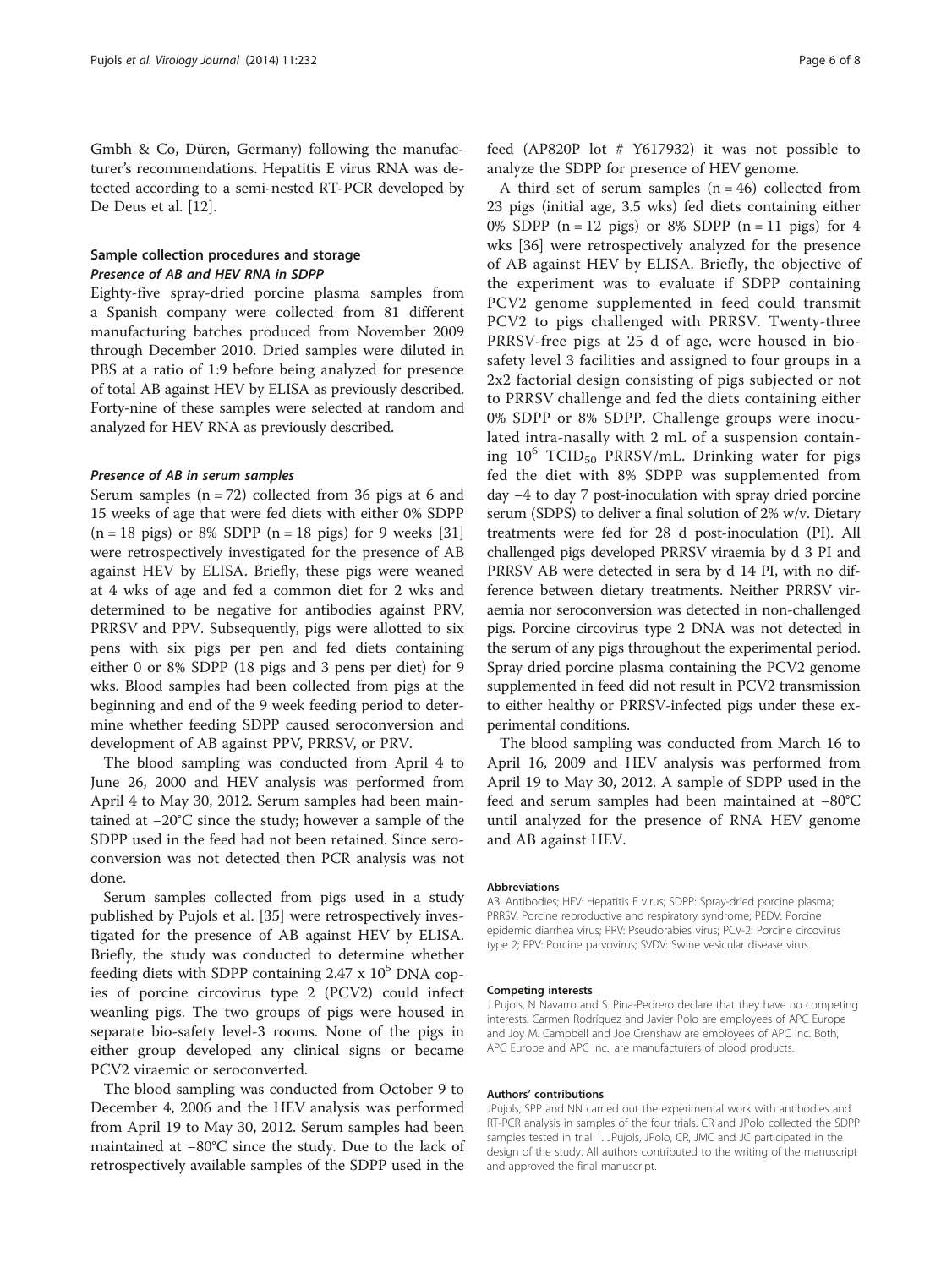Gmbh & Co, Düren, Germany) following the manufacturer's recommendations. Hepatitis E virus RNA was detected according to a semi-nested RT-PCR developed by De Deus et al. [12].

## Sample collection procedures and storage

### *Presence of AB and HEV RNA in SDPP*

Eighty-five spray-dried porcine plasma samples from a Spanish company were collected from 81 different manufacturing batches produced from November 2009 through December 2010. Dried samples were diluted in PBS at a ratio of 1:9 before being analyzed for presence of total AB against HEV by ELISA as previously described. Forty-nine of these samples were selected at random and analyzed for HEV RNA as previously described.

### *Presence of AB in serum samples*

Serum samples (n = 72) collected from 36 pigs at 6 and 15 weeks of age that were fed diets with either 0% SDPP (n = 18 pigs) or 8% SDPP (n = 18 pigs) for 9 weeks [31] were retrospectively investigated for the presence of AB against HEV by ELISA. Briefly, these pigs were weaned at 4 wks of age and fed a common diet for 2 wks and determined to be negative for antibodies against PRV, PRRSV and PPV. Subsequently, pigs were allotted to six pens with six pigs per pen and fed diets containing either 0 or 8% SDPP (18 pigs and 3 pens per diet) for 9 wks. Blood samples had been collected from pigs at the beginning and end of the 9 week feeding period to determine whether feeding SDPP caused seroconversion and development of AB against PPV, PRRSV, or PRV.

The blood sampling was conducted from April 4 to June 26, 2000 and HEV analysis was performed from April 4 to May 30, 2012. Serum samples had been maintained at −20°C since the study; however a sample of the SDPP used in the feed had not been retained. Since seroconversion was not detected then PCR analysis was not done.

Serum samples collected from pigs used in a study published by Pujols et al. [35] were retrospectively investigated for the presence of AB against HEV by ELISA. Briefly, the study was conducted to determine whether feeding diets with SDPP containing $2.47 \times 10^5$ DNA copies of porcine circovirus type 2 (PCV2) could infect weanling pigs. The two groups of pigs were housed in separate bio-safety level-3 rooms. None of the pigs in either group developed any clinical signs or became PCV2 viraemic or seroconverted.

The blood sampling was conducted from October 9 to December 4, 2006 and the HEV analysis was performed from April 19 to May 30, 2012. Serum samples had been maintained at −80°C since the study. Due to the lack of retrospectively available samples of the SDPP used in the feed (AP820P lot # Y617932) it was not possible to analyze the SDPP for presence of HEV genome.

A third set of serum samples (n = 46) collected from 23 pigs (initial age, 3.5 wks) fed diets containing either 0% SDPP (n = 12 pigs) or 8% SDPP (n = 11 pigs) for 4 wks [36] were retrospectively analyzed for the presence of AB against HEV by ELISA. Briefly, the objective of the experiment was to evaluate if SDPP containing PCV2 genome supplemented in feed could transmit PCV2 to pigs challenged with PRRSV. Twenty-three PRRSV-free pigs at 25 d of age, were housed in biosafety level 3 facilities and assigned to four groups in a 2x2 factorial design consisting of pigs subjected or not to PRRSV challenge and fed the diets containing either 0% SDPP or 8% SDPP. Challenge groups were inoculated intra-nasally with 2 mL of a suspension containing $10^6$ $TCID_{50}$ PRRSV/mL. Drinking water for pigs fed the diet with 8% SDPP was supplemented from day −4 to day 7 post-inoculation with spray dried porcine serum (SDPS) to deliver a final solution of 2% w/v. Dietary treatments were fed for 28 d post-inoculation (PI). All challenged pigs developed PRRSV viraemia by d 3 PI and PRRSV AB were detected in sera by d 14 PI, with no difference between dietary treatments. Neither PRRSV viraemia nor seroconversion was detected in non-challenged pigs. Porcine circovirus type 2 DNA was not detected in the serum of any pigs throughout the experimental period. Spray dried porcine plasma containing the PCV2 genome supplemented in feed did not result in PCV2 transmission to either healthy or PRRSV-infected pigs under these experimental conditions.

The blood sampling was conducted from March 16 to April 16, 2009 and HEV analysis was performed from April 19 to May 30, 2012. A sample of SDPP used in the feed and serum samples had been maintained at −80°C until analyzed for the presence of RNA HEV genome and AB against HEV.

#### Abbreviations

AB: Antibodies; HEV: Hepatitis E virus; SDPP: Spray-dried porcine plasma; PRRSV: Porcine reproductive and respiratory syndrome; PEDV: Porcine epidemic diarrhea virus; PRV: Pseudorabies virus; PCV-2: Porcine circovirus type 2; PPV: Porcine parvovirus; SVDV: Swine vesicular disease virus.

#### Competing interests

J Pujols, N Navarro and S. Pina-Pedrero declare that they have no competing interests. Carmen Rodríguez and Javier Polo are employees of APC Europe and Joy M. Campbell and Joe Crenshaw are employees of APC Inc. Both, APC Europe and APC Inc., are manufacturers of blood products.

#### Authors' contributions

JPujols, SPP and NN carried out the experimental work with antibodies and RT-PCR analysis in samples of the four trials. CR and JPolo collected the SDPP samples tested in trial 1. JPujols, JPolo, CR, JMC and JC participated in the design of the study. All authors contributed to the writing of the manuscript and approved the final manuscript.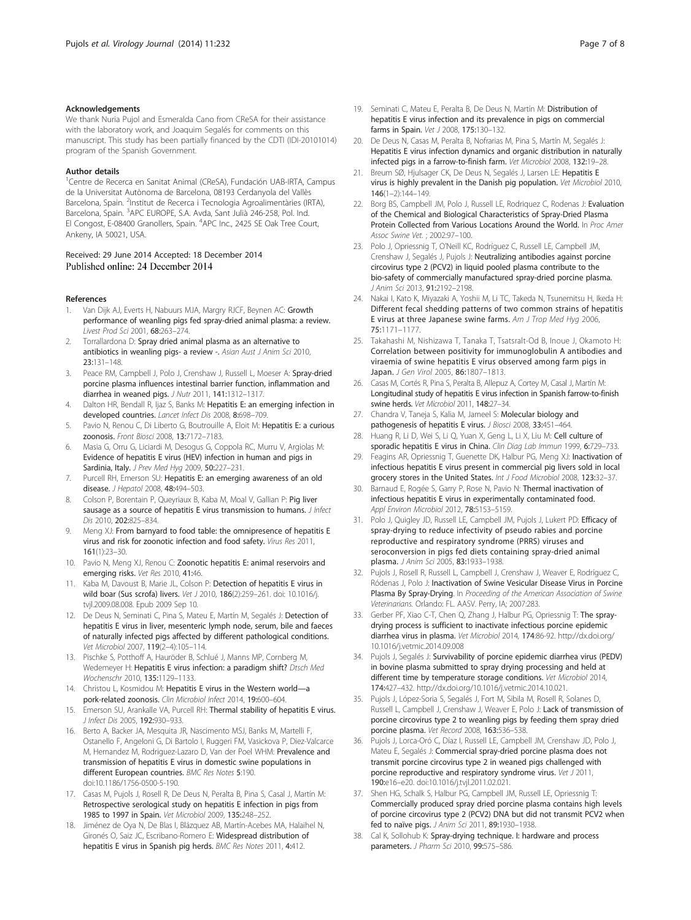#### Acknowledgements

We thank Nuria Pujol and Esmeralda Cano from CReSA for their assistance with the laboratory work, and Joaquim Segalés for comments on this manuscript. This study has been partially financed by the CDTI (IDI-20101014) program of the Spanish Government.

#### Author details

[1]Centre de Recerca en Sanitat Animal (CReSA), Fundación UAB-IRTA, Campus de la Universitat Autònoma de Barcelona, 08193 Cerdanyola del Vallès Barcelona, Spain. [2]Institut de Recerca i Tecnologia Agroalimentàries (IRTA), Barcelona, Spain. [3]APC EUROPE, S.A. Avda, Sant Julià 246-258, Pol. Ind. El Congost, E-08400 Granollers, Spain. [4]APC Inc., 2425 SE Oak Tree Court, Ankeny, IA 50021, USA.

Received: 29 June 2014 Accepted: 18 December 2014
Published online: 24 December 2014

#### References

1. Van Dijk AJ, Everts H, Nabuurs MJA, Margry RJCF, Beynen AC: **Growth performance of weanling pigs fed spray-dried animal plasma: a review.** *Livest Prod Sci* 2001, **68:**263–274.
2. Torrallardona D: **Spray dried animal plasma as an alternative to antibiotics in weanling pigs- a review -.** *Asian Aust J Anim Sci* 2010, **23:**131–148.
3. Peace RM, Campbell J, Polo J, Crenshaw J, Russell L, Moeser A: **Spray-dried porcine plasma influences intestinal barrier function, inflammation and diarrhea in weaned pigs.** *J Nutr* 2011, **141:**1312–1317.
4. Dalton HR, Bendall R, Ijaz S, Banks M: **Hepatitis E: an emerging infection in developed countries.** *Lancet Infect Dis* 2008, **8:**698–709.
5. Pavio N, Renou C, Di Liberto G, Boutrouille A, Eloit M: **Hepatitis E: a curious zoonosis.** *Front Biosci* 2008, **13:**7172–7183.
6. Masia G, Orru G, Liciardi M, Desogus G, Coppola RC, Murru V, Argiolas M: **Evidence of hepatitis E virus (HEV) infection in human and pigs in Sardinia, Italy.** *J Prev Med Hyg* 2009, **50:**227–231.
7. Purcell RH, Emerson SU: **Hepatitis E: an emerging awareness of an old disease.** *J Hepatol* 2008, **48:**494–503.
8. Colson P, Borentain P, Queyriaux B, Kaba M, Moal V, Gallian P: **Pig liver sausage as a source of hepatitis E virus transmission to humans.** *J Infect Dis* 2010, **202:**825–834.
9. Meng XJ: **From barnyard to food table: the omnipresence of hepatitis E virus and risk for zoonotic infection and food safety.** *Virus Res* 2011, **161**(1):23–30.
10. Pavio N, Meng XJ, Renou C: **Zoonotic hepatitis E: animal reservoirs and emerging risks.** *Vet Res* 2010, **41:**46.
11. Kaba M, Davoust B, Marie JL, Colson P: **Detection of hepatitis E virus in wild boar (Sus scrofa) livers.** *Vet J* 2010, **186**(2):259–261. doi: 10.1016/j.tvjl.2009.08.008. Epub 2009 Sep 10.
12. De Deus N, Seminati C, Pina S, Mateu E, Martín M, Segalés J: **Detection of hepatitis E virus in liver, mesenteric lymph node, serum, bile and faeces of naturally infected pigs affected by different pathological conditions.** *Vet Microbiol* 2007, **119**(2–4):105–114.
13. Pischke S, Potthoff A, Hauröder B, Schlué J, Manns MP, Cornberg M, Wedemeyer H: **Hepatitis E virus infection: a paradigm shift?** *Dtsch Med Wochenschr* 2010, **135:**1129–1133.
14. Christou L, Kosmidou M: **Hepatitis E virus in the Western world—a pork-related zoonosis.** *Clin Microbiol Infect* 2014, **19:**600–604.
15. Emerson SU, Arankalle VA, Purcell RH: **Thermal stability of hepatitis E virus.** *J Infect Dis* 2005, **192:**930–933.
16. Berto A, Backer JA, Mesquita JR, Nascimento MSJ, Banks M, Martelli F, Ostanello F, Angeloni G, Di Bartolo I, Ruggeri FM, Vasickova P, Diez-Valcarce M, Hernandez M, Rodriguez-Lazaro D, Van der Poel WHM: **Prevalence and transmission of hepatitis E virus in domestic swine populations in different European countries.** *BMC Res Notes* **5:**190. doi:10.1186/1756-0500-5-190.
17. Casas M, Pujols J, Rosell R, De Deus N, Peralta B, Pina S, Casal J, Martín M: **Retrospective serological study on hepatitis E infection in pigs from 1985 to 1997 in Spain.** *Vet Microbiol* 2009, **135:**248–252.
18. Jiménez de Oya N, De Blas I, Blázquez AB, Martín-Acebes MA, Halaihel N, Gironés O, Saiz JC, Escribano-Romero E: **Widespread distribution of hepatitis E virus in Spanish pig herds.** *BMC Res Notes* 2011, **4:**412.
19. Seminati C, Mateu E, Peralta B, De Deus N, Martín M: **Distribution of hepatitis E virus infection and its prevalence in pigs on commercial farms in Spain.** *Vet J* 2008, **175:**130–132.
20. De Deus N, Casas M, Peralta B, Nofrarias M, Pina S, Martín M, Segalés J: **Hepatitis E virus infection dynamics and organic distribution in naturally infected pigs in a farrow-to-finish farm.** *Vet Microbiol* 2008, **132:**19–28.
21. Breum SØ, Hjulsager CK, De Deus N, Segalés J, Larsen LE: **Hepatitis E virus is highly prevalent in the Danish pig population.** *Vet Microbiol* 2010, **146**(1–2):144–149.
22. Borg BS, Campbell JM, Polo J, Russell LE, Rodriquez C, Rodenas J: **Evaluation of the Chemical and Biological Characteristics of Spray-Dried Plasma Protein Collected from Various Locations Around the World.** In *Proc Amer Assoc Swine Vet.* ; 2002:97–100.
23. Polo J, Opriessnig T, O'Neill KC, Rodríguez C, Russell LE, Campbell JM, Crenshaw J, Segalés J, Pujols J: **Neutralizing antibodies against porcine circovirus type 2 (PCV2) in liquid pooled plasma contribute to the bio-safety of commercially manufactured spray-dried porcine plasma.** *J Anim Sci* 2013, **91:**2192–2198.
24. Nakai I, Kato K, Miyazaki A, Yoshii M, Li TC, Takeda N, Tsunemitsu H, Ikeda H: **Different fecal shedding patterns of two common strains of hepatitis E virus at three Japanese swine farms.** *Am J Trop Med Hyg* 2006, **75:**1171–1177.
25. Takahashi M, Nishizawa T, Tanaka T, Tsatsralt-Od B, Inoue J, Okamoto H: **Correlation between positivity for immunoglobulin A antibodies and viraemia of swine hepatitis E virus observed among farm pigs in Japan.** *J Gen Virol* 2005, **86:**1807–1813.
26. Casas M, Cortés R, Pina S, Peralta B, Allepuz A, Cortey M, Casal J, Martín M: **Longitudinal study of hepatitis E virus infection in Spanish farrow-to-finish swine herds.** *Vet Microbiol* 2011, **148:**27–34.
27. Chandra V, Taneja S, Kalia M, Jameel S: **Molecular biology and pathogenesis of hepatitis E virus.** *J Biosci* 2008, **33:**451–464.
28. Huang R, Li D, Wei S, Li Q, Yuan X, Geng L, Li X, Liu M: **Cell culture of sporadic hepatitis E virus in China.** *Clin Diag Lab Immun* 1999, **6:**729–733.
29. Feagins AR, Opriessnig T, Guenette DK, Halbur PG, Meng XJ: **Inactivation of infectious hepatitis E virus present in commercial pig livers sold in local grocery stores in the United States.** *Int J Food Microbiol* 2008, **123:**32–37.
30. Barnaud E, Rogée S, Garry P, Rose N, Pavio N: **Thermal inactivation of infectious hepatitis E virus in experimentally contaminated food.** *Appl Environ Microbiol* 2012, **78:**5153–5159.
31. Polo J, Quigley JD, Russell LE, Campbell JM, Pujols J, Lukert PD: **Efficacy of spray-drying to reduce infectivity of pseudo rabies and porcine reproductive and respiratory syndrome (PRRS) viruses and seroconversion in pigs fed diets containing spray-dried animal plasma.** *J Anim Sci* 2005, **83:**1933–1938.
32. Pujols J, Rosell R, Russell L, Campbell J, Crenshaw J, Weaver E, Rodríguez C, Ródenas J, Polo J: **Inactivation of Swine Vesicular Disease Virus in Porcine Plasma By Spray-Drying.** In *Proceeding of the American Association of Swine Veterinarians.* Orlando: FL. AASV. Perry, IA; 2007:283.
33. Gerber PF, Xiao C-T, Chen Q, Zhang J, Halbur PG, Opriessnig T: **The spray-drying process is sufficient to inactivate infectious porcine epidemic diarrhea virus in plasma.** *Vet Microbiol* 2014, **174:**86-92. http://dx.doi.org/10.1016/j.vetmic.2014.09.008
34. Pujols J, Segalés J: **Survivability of porcine epidemic diarrhea virus (PEDV) in bovine plasma submitted to spray drying processing and held at different time by temperature storage conditions.** *Vet Microbiol* 2014, **174:**427–432. http://dx.doi.org/10.1016/j.vetmic.2014.10.021.
35. Pujols J, López-Soria S, Segalés J, Fort M, Sibila M, Rosell R, Solanes D, Russell L, Campbell J, Crenshaw J, Weaver E, Polo J: **Lack of transmission of porcine circovirus type 2 to weanling pigs by feeding them spray dried porcine plasma.** *Vet Record* 2008, **163:**536–538.
36. Pujols J, Lorca-Oró C, Díaz I, Russell LE, Campbell JM, Crenshaw JD, Polo J, Mateu E, Segalés J: **Commercial spray-dried porcine plasma does not transmit porcine circovirus type 2 in weaned pigs challenged with porcine reproductive and respiratory syndrome virus.** *Vet J* 2011, **190:**e16–e20. doi:10.1016/j.tvjl.2011.02.021.
37. Shen HG, Schalk S, Halbur PG, Campbell JM, Russell LE, Opriessnig T: **Commercially produced spray dried porcine plasma contains high levels of porcine circovirus type 2 (PCV2) DNA but did not transmit PCV2 when fed to naïve pigs.** *J Anim Sci* 2011, **89:**1930–1938.
38. Cal K, Sollohub K: **Spray-drying technique. I: hardware and process parameters.** *J Pharm Sci* 2010, **99:**575–586.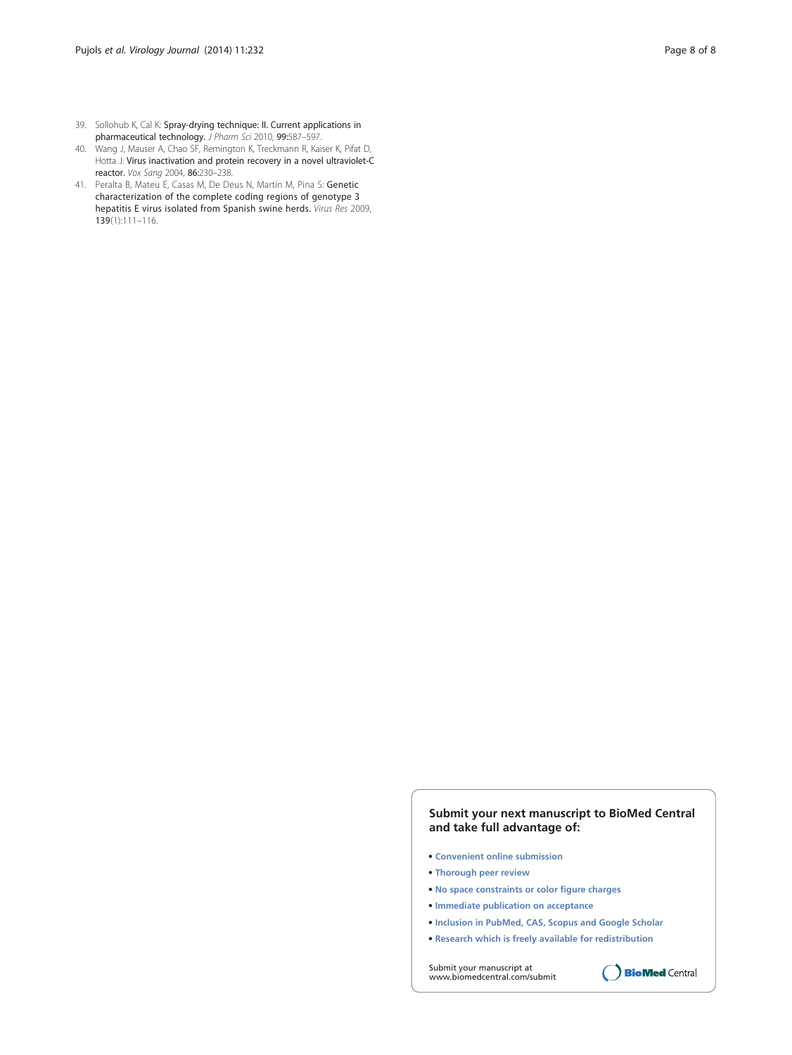39. Sollohub K, Cal K: Spray-drying technique: II. Current applications in pharmaceutical technology. *J Pharm Sci* 2010, **99**:587–597.
40. Wang J, Mauser A, Chao SF, Remington K, Treckmann R, Kaiser K, Pifat D, Hotta J: Virus inactivation and protein recovery in a novel ultraviolet-C reactor. *Vox Sang* 2004, **86**:230–238.
41. Peralta B, Mateu E, Casas M, De Deus N, Martín M, Pina S: Genetic characterization of the complete coding regions of genotype 3 hepatitis E virus isolated from Spanish swine herds. *Virus Res* 2009, **139**(1):111–116.

**Submit your next manuscript to BioMed Central and take full advantage of:**

- **Convenient online submission**
- **Thorough peer review**
- **No space constraints or color figure charges**
- **Immediate publication on acceptance**
- **Inclusion in PubMed, CAS, Scopus and Google Scholar**
- **Research which is freely available for redistribution**

Submit your manuscript at
www.biomedcentral.com/submit

BioMed Central